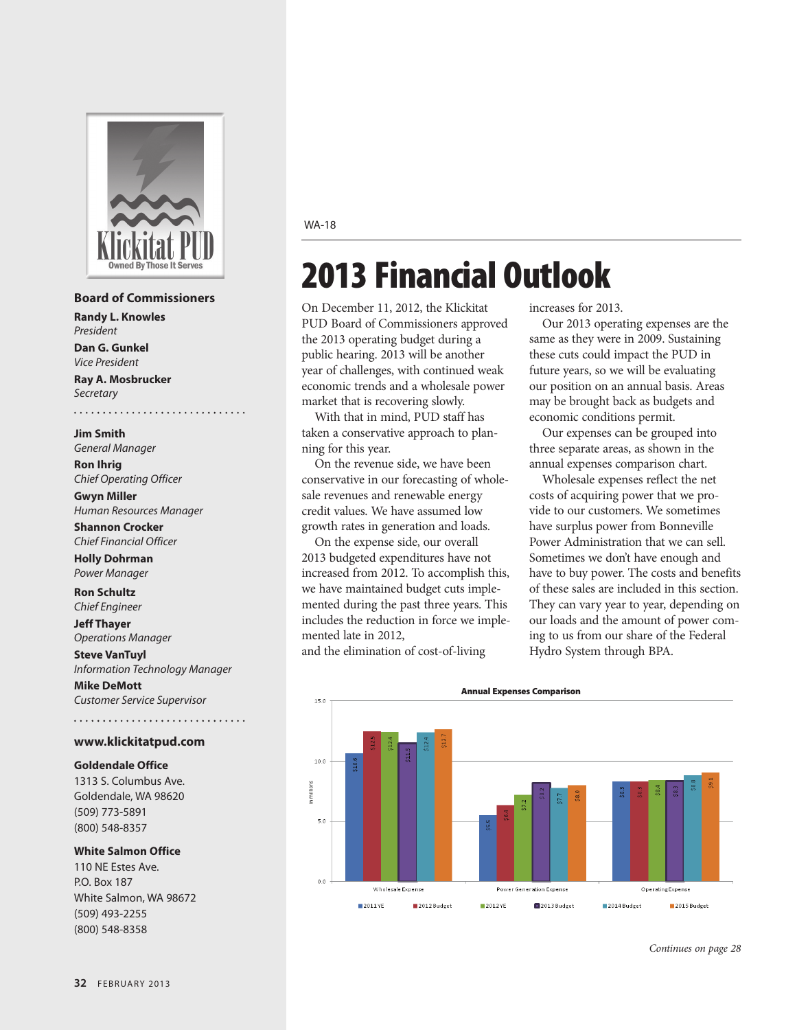Klickitat PUD
Owned By Those It Serves

**Board of Commissioners**

**Randy L. Knowles**
*President*

**Dan G. Gunkel**
*Vice President*

**Ray A. Mosbrucker**
*Secretary*

**Jim Smith**
*General Manager*

**Ron Ihrig**
*Chief Operating Officer*

**Gwyn Miller**
*Human Resources Manager*

**Shannon Crocker**
*Chief Financial Officer*

**Holly Dohrman**
*Power Manager*

**Ron Schultz**
*Chief Engineer*

**Jeff Thayer**
*Operations Manager*

**Steve VanTuyl**
*Information Technology Manager*

**Mike DeMott**
*Customer Service Supervisor*

**www.klickitatpud.com**

**Goldendale Office**
1313 S. Columbus Ave.
Goldendale, WA 98620
(509) 773-5891
(800) 548-8357

**White Salmon Office**
110 NE Estes Ave.
P.O. Box 187
White Salmon, WA 98672
(509) 493-2255
(800) 548-8358

WA-18

# 2013 Financial Outlook

On December 11, 2012, the Klickitat PUD Board of Commissioners approved the 2013 operating budget during a public hearing. 2013 will be another year of challenges, with continued weak economic trends and a wholesale power market that is recovering slowly.

With that in mind, PUD staff has taken a conservative approach to planning for this year.

On the revenue side, we have been conservative in our forecasting of wholesale revenues and renewable energy credit values. We have assumed low growth rates in generation and loads.

On the expense side, our overall 2013 budgeted expenditures have not increased from 2012. To accomplish this, we have maintained budget cuts implemented during the past three years. This includes the reduction in force we implemented late in 2012, and the elimination of cost-of-living increases for 2013.

Our 2013 operating expenses are the same as they were in 2009. Sustaining these cuts could impact the PUD in future years, so we will be evaluating our position on an annual basis. Areas may be brought back as budgets and economic conditions permit.

Our expenses can be grouped into three separate areas, as shown in the annual expenses comparison chart.

Wholesale expenses reflect the net costs of acquiring power that we provide to our customers. We sometimes have surplus power from Bonneville Power Administration that we can sell. Sometimes we don't have enough and have to buy power. The costs and benefits of these sales are included in this section. They can vary year to year, depending on our loads and the amount of power coming to us from our share of the Federal Hydro System through BPA.

**Annual Expenses Comparison**

in millions

15.0
10.0
5.0
0.0

Wholesale Expense: $10.6, $12.5, $12.4, $11.5, $12.4, $12.7
Power Generation Expense: $5.5, $6.4, $7.2, $8.2, $7.7, $8.0
Operating Expense: $8.3, $8.3, $8.4, $8.3, $8.8, $9.1

2011 YE, 2012 Budget, 2012 YE, 2013 Budget, 2014 Budget, 2015 Budget

*Continues on page 28*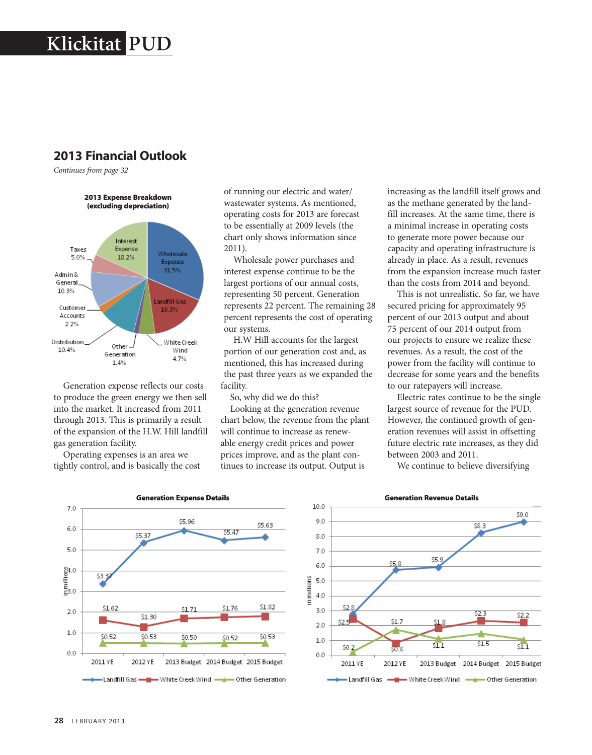## 2013 Financial Outlook

*Continues from page 32*

**2013 Expense Breakdown (excluding depreciation)**

Wholesale Expense 31.5%
Landfill Gas 16.3%
White Creek Wind 4.7%
Other Generation 1.4%
Distribution 10.4%
Customer Accounts 2.2%
Admin & General 10.3%
Taxes 5.0%
Interest Expense 18.2%

Generation expense reflects our costs to produce the green energy we then sell into the market. It increased from 2011 through 2013. This is primarily a result of the expansion of the H.W. Hill landfill gas generation facility.

Operating expenses is an area we tightly control, and is basically the cost of running our electric and water/wastewater systems. As mentioned, operating costs for 2013 are forecast to be essentially at 2009 levels (the chart only shows information since 2011).

Wholesale power purchases and interest expense continue to be the largest portions of our annual costs, representing 50 percent. Generation represents 22 percent. The remaining 28 percent represents the cost of operating our systems.

H.W Hill accounts for the largest portion of our generation cost and, as mentioned, this has increased during the past three years as we expanded the facility.

So, why did we do this?

Looking at the generation revenue chart below, the revenue from the plant will continue to increase as renewable energy credit prices and power prices improve, and as the plant continues to increase its output. Output is increasing as the landfill itself grows and as the methane generated by the landfill increases. At the same time, there is a minimal increase in operating costs to generate more power because our capacity and operating infrastructure is already in place. As a result, revenues from the expansion increase much faster than the costs from 2014 and beyond.

This is not unrealistic. So far, we have secured pricing for approximately 95 percent of our 2013 output and about 75 percent of our 2014 output from our projects to ensure we realize these revenues. As a result, the cost of the power from the facility will continue to decrease for some years and the benefits to our ratepayers will increase.

Electric rates continue to be the single largest source of revenue for the PUD. However, the continued growth of generation revenues will assist in offsetting future electric rate increases, as they did between 2003 and 2011.

We continue to believe diversifying

**Generation Expense Details**

in millions

0.0, 1.0, 2.0, 3.0, 4.0, 5.0, 6.0, 7.0

2011 YE, 2012 YE, 2013 Budget, 2014 Budget, 2015 Budget

Landfill Gas: $3.37, $5.37, $5.96, $5.47, $5.63
White Creek Wind: $1.62, $1.30, $1.71, $1.76, $1.82
Other Generation: $0.52, $0.53, $0.50, $0.52, $0.53

Landfill Gas — White Creek Wind — Other Generation

**Generation Revenue Details**

in millions

0.0, 1.0, 2.0, 3.0, 4.0, 5.0, 6.0, 7.0, 8.0, 9.0, 10.0

2011 YE, 2012 YE, 2013 Budget, 2014 Budget, 2015 Budget

Landfill Gas: $2.8, $5.8, $5.9, $8.3, $9.0
White Creek Wind: $2.5, $0.8, $1.8, $2.3, $2.2
Other Generation: $0.2, $1.7, $1.1, $1.5, $1.1

Landfill Gas — White Creek Wind — Other Generation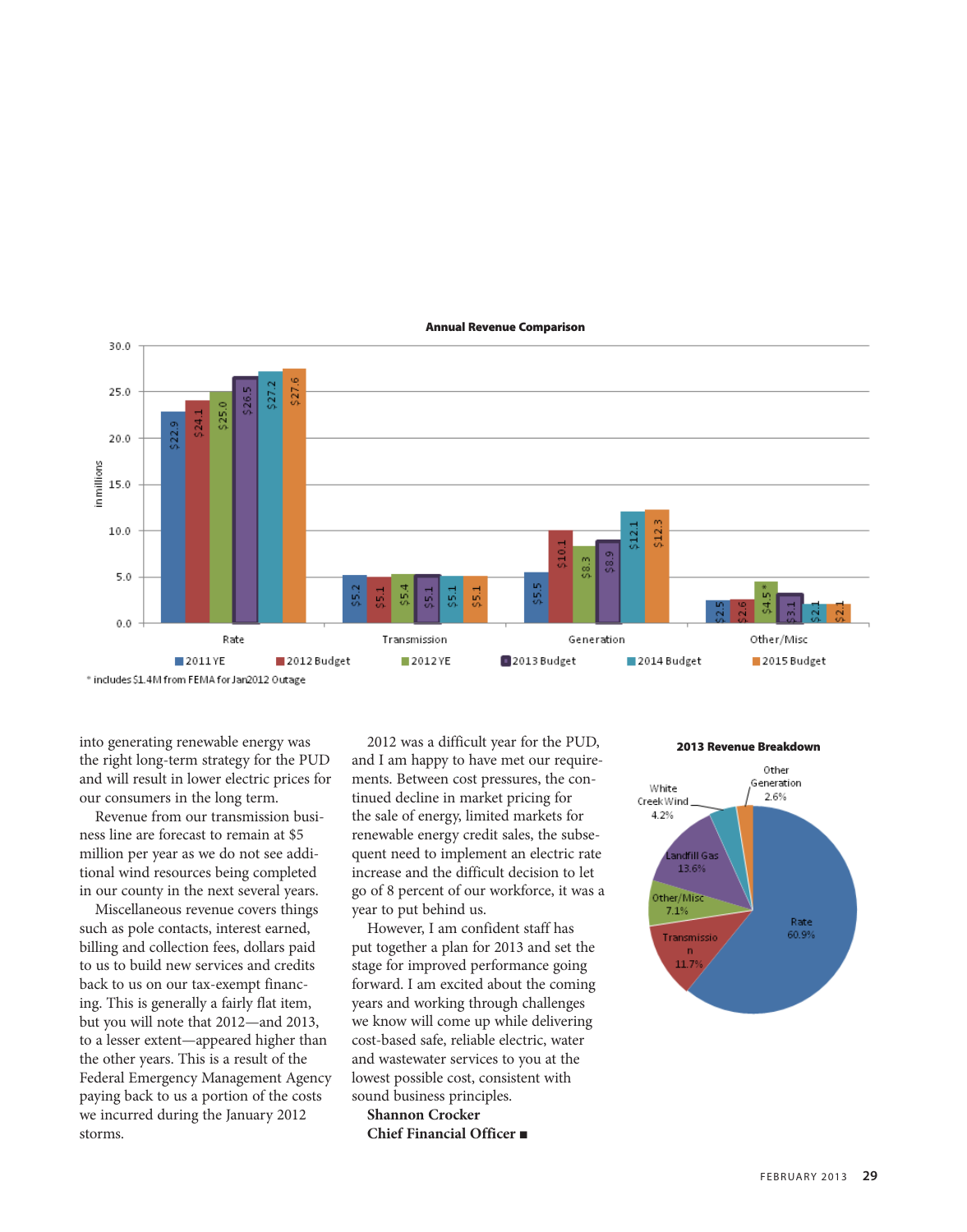**Annual Revenue Comparison**

30.0
25.0
20.0
15.0
10.0
5.0
0.0

in millions

Rate: $22.9 $24.1 $25.0 $26.5 $27.2 $27.6

Transmission: $5.2 $5.1 $5.4 $5.1 $5.1 $5.1

Generation: $5.5 $10.1 $8.3 $8.9 $12.1 $12.3

Other/Misc: $2.5 $2.6 $4.5* $3.1 $2.1 $2.1

2011 YE, 2012 Budget, 2012 YE, 2013 Budget, 2014 Budget, 2015 Budget

\* includes $1.4M from FEMA for Jan2012 Outage

into generating renewable energy was the right long-term strategy for the PUD and will result in lower electric prices for our consumers in the long term.

Revenue from our transmission business line are forecast to remain at $5 million per year as we do not see additional wind resources being completed in our county in the next several years.

Miscellaneous revenue covers things such as pole contacts, interest earned, billing and collection fees, dollars paid to us to build new services and credits back to us on our tax-exempt financing. This is generally a fairly flat item, but you will note that 2012—and 2013, to a lesser extent—appeared higher than the other years. This is a result of the Federal Emergency Management Agency paying back to us a portion of the costs we incurred during the January 2012 storms.

2012 was a difficult year for the PUD, and I am happy to have met our requirements. Between cost pressures, the continued decline in market pricing for the sale of energy, limited markets for renewable energy credit sales, the subsequent need to implement an electric rate increase and the difficult decision to let go of 8 percent of our workforce, it was a year to put behind us.

However, I am confident staff has put together a plan for 2013 and set the stage for improved performance going forward. I am excited about the coming years and working through challenges we know will come up while delivering cost-based safe, reliable electric, water and wastewater services to you at the lowest possible cost, consistent with sound business principles.

**Shannon Crocker**
**Chief Financial Officer** ■

**2013 Revenue Breakdown**

Other Generation 2.6%

White Creek Wind 4.2%

Landfill Gas 13.6%

Other/Misc 7.1%

Transmission 11.7%

Rate 60.9%